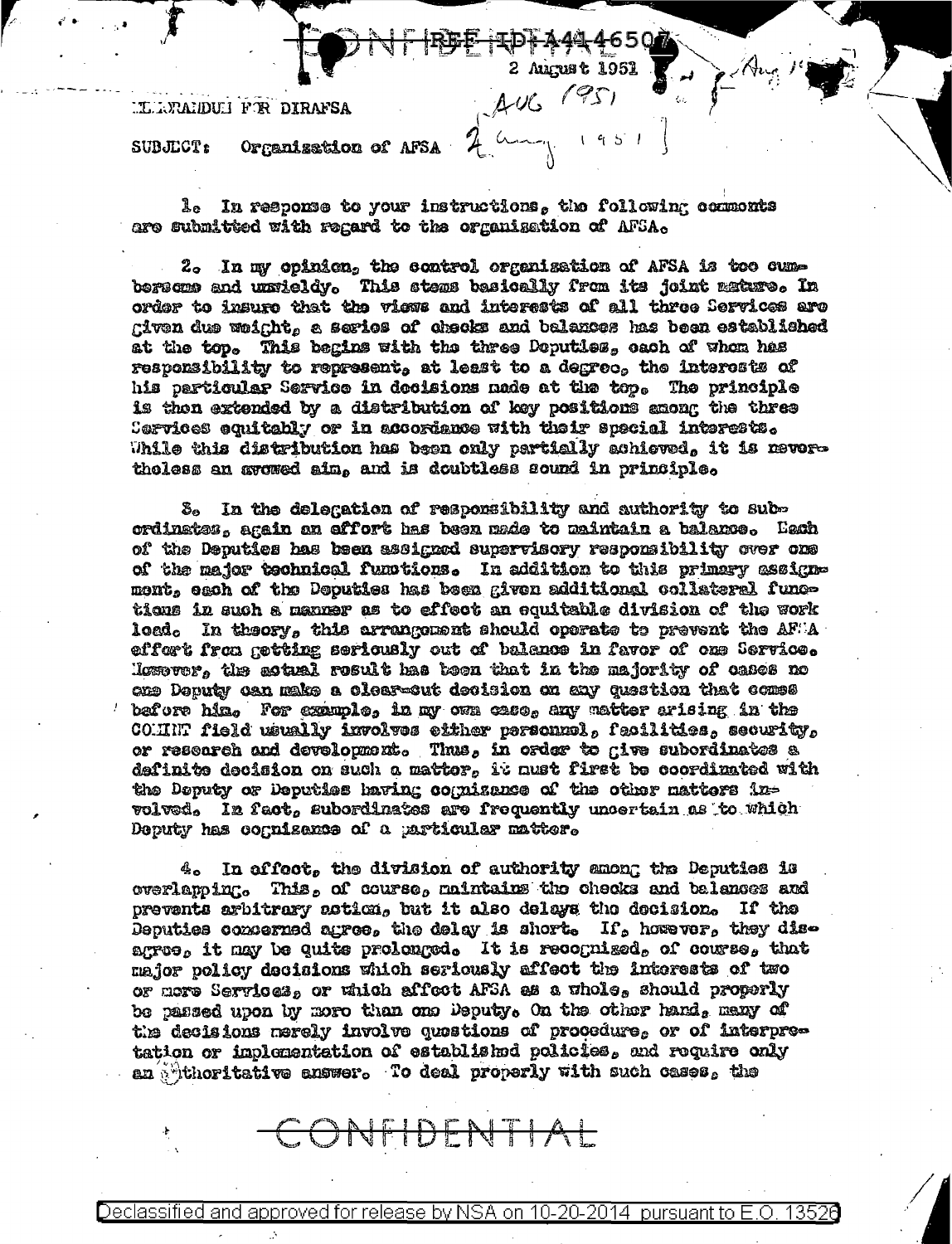CONFIDENTIAL REF ID:A4446507

2 August 1951

MEMORANDUM FOR DIRAFSA

SUBJECT: Organization of AFSA

1. In response to your instructions, the following comments are submitted with regard to the organization of AFSA.

2. In my opinion, the control organization of AFSA is too cumbersome and unwieldy. This stems basically from its joint nature. In order to insure that the views and interests of all three Services are given due weight, a series of checks and balances has been established at the top. This begins with the three Deputies, each of whom has responsibility to represent, at least to a degree, the interests of his particular Service in decisions made at the top. The principle is then extended by a distribution of key positions among the three Services equitably or in accordance with their special interests. While this distribution has been only partially achieved, it is nevertheless an avowed aim, and is doubtless sound in principle.

3. In the delegation of responsibility and authority to subordinates, again an effort has been made to maintain a balance. Each of the Deputies has been assigned supervisory responsibility over one of the major technical functions. In addition to this primary assignment, each of the Deputies has been given additional collateral functions in such a manner as to effect an equitable division of the work load. In theory, this arrangement should operate to prevent the AFSA effort from getting seriously out of balance in favor of one Service. However, the actual result has been that in the majority of cases no one Deputy can make a clear-cut decision on any question that comes before him. For example, in my own case, any matter arising in the COMINT field usually involves either personnel, facilities, security, or research and development. Thus, in order to give subordinates a definite decision on such a matter, it must first be coordinated with the Deputy or Deputies having cognizance of the other matters involved. In fact, subordinates are frequently uncertain as to which Deputy has cognizance of a particular matter.

4. In effect, the division of authority among the Deputies is overlapping. This, of course, maintains the checks and balances and prevents arbitrary action, but it also delays the decision. If the Deputies concerned agree, the delay is short. If, however, they disagree, it may be quite prolonged. It is recognized, of course, that major policy decisions which seriously affect the interests of two or more Services, or which affect AFSA as a whole, should properly be passed upon by more than one Deputy. On the other hand, many of the decisions merely involve questions of procedure, or of interpretation or implementation of established policies, and require only an authoritative answer. To deal properly with such cases, the

CONFIDENTIAL

Declassified and approved for release by NSA on 10-20-2014 pursuant to E.O. 13526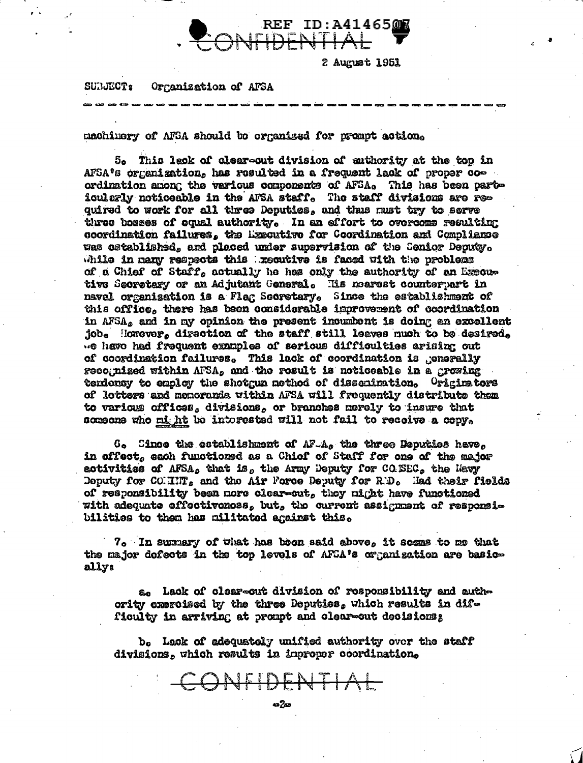REF ID:A4146507

CONFIDENTIAL

2 August 1951

SUBJECT: Organization of AFSA

---

machinery of AFSA should be organized for prompt action.

5. This lack of clear-cut division of authority at the top in AFSA's organization, has resulted in a frequent lack of proper coordination among the various components of AFSA. This has been particularly noticeable in the AFSA staff. The staff divisions are required to work for all three Deputies, and thus must try to serve three bosses of equal authority. In an effort to overcome resulting coordination failures, the Executive for Coordination and Compliance was established, and placed under supervision of the Senior Deputy. While in many respects this Executive is faced with the problems of a Chief of Staff, actually he has only the authority of an Executive Secretary or an Adjutant General. His nearest counterpart in naval organization is a Flag Secretary. Since the establishment of this office, there has been considerable improvement of coordination in AFSA, and in my opinion the present incumbent is doing an excellent job. However, direction of the staff still leaves much to be desired. We have had frequent examples of serious difficulties arising out of coordination failures. This lack of coordination is generally recognized within AFSA, and the result is noticeable in a growing tendency to employ the shotgun method of dissemination. Originators of letters and memoranda within AFSA will frequently distribute them to various offices, divisions, or branches merely to insure that someone who might be interested will not fail to receive a copy.

6. Since the establishment of AFSA, the three Deputies have, in effect, each functioned as a Chief of Staff for one of the major activities of AFSA, that is, the Army Deputy for COMSEC, the Navy Deputy for COMINT, and the Air Force Deputy for R&D. Had their fields of responsibility been more clear-cut, they might have functioned with adequate effectiveness, but, the current assignment of responsibilities to them has militated against this.

7. In summary of what has been said above, it seems to me that the major defects in the top levels of AFSA's organization are basically:

a. Lack of clear-cut division of responsibility and authority exercised by the three Deputies, which results in difficulty in arriving at prompt and clear-cut decisions;

b. Lack of adequately unified authority over the staff divisions, which results in improper coordination.

CONFIDENTIAL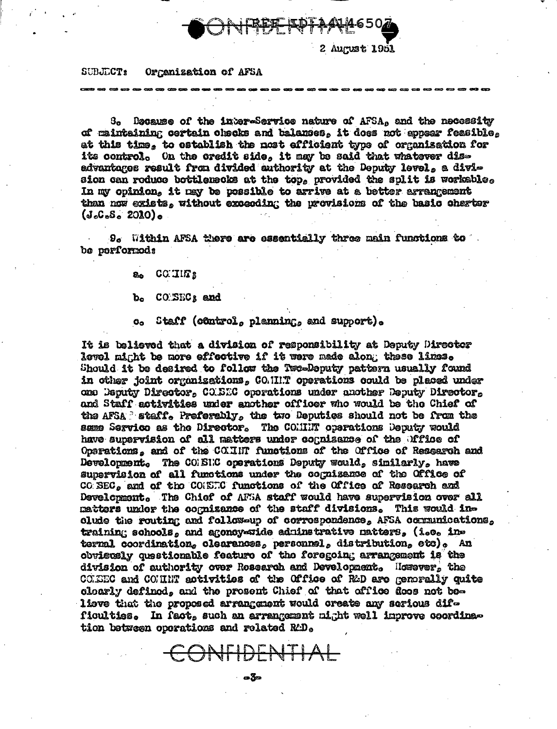2 August 1951

SUBJECT: Organization of AFSA

---

8. Because of the inter-Service nature of AFSA, and the necessity of maintaining certain checks and balances, it does not appear feasible, at this time, to establish the most efficient type of organization for its control. On the credit side, it may be said that whatever disadvantages result from divided authority at the Deputy level, a division can reduce bottlenecks at the top, provided the split is workable. In my opinion, it may be possible to arrive at a better arrangement than now exists, without exceeding the provisions of the basic charter (J.C.S. 2010).

9. Within AFSA there are essentially three main functions to be performed:

a. COMINT;

b. COMSEC; and

c. Staff (control, planning, and support).

It is believed that a division of responsibility at Deputy Director level might be more effective if it were made along these lines. Should it be desired to follow the Two-Deputy pattern usually found in other joint organizations, COMINT operations could be placed under one Deputy Director, COMSEC operations under another Deputy Director, and Staff activities under another officer who would be the Chief of the AFSA staff. Preferably, the two Deputies should not be from the same Service as the Director. The COMINT operations Deputy would have supervision of all matters under cognizance of the Office of Operations, and of the COMINT functions of the Office of Research and Development. The COMSEC operations Deputy would, similarly, have supervision of all functions under the cognizance of the Office of COMSEC, and of the COMSEC functions of the Office of Research and Development. The Chief of AFSA staff would have supervision over all matters under the cognizance of the staff divisions. This would include the routing and follow-up of correspondence, AFSA communications, training schools, and agency-wide administrative matters, (i.e. internal coordination, clearances, personnel, distribution, etc). An obviously questionable feature of the foregoing arrangement is the division of authority over Research and Development. However, the COMSEC and COMINT activities of the Office of R&D are generally quite clearly defined, and the present Chief of that office does not believe that the proposed arrangement would create any serious difficulties. In fact, such an arrangement might well improve coordination between operations and related R&D.

CONFIDENTIAL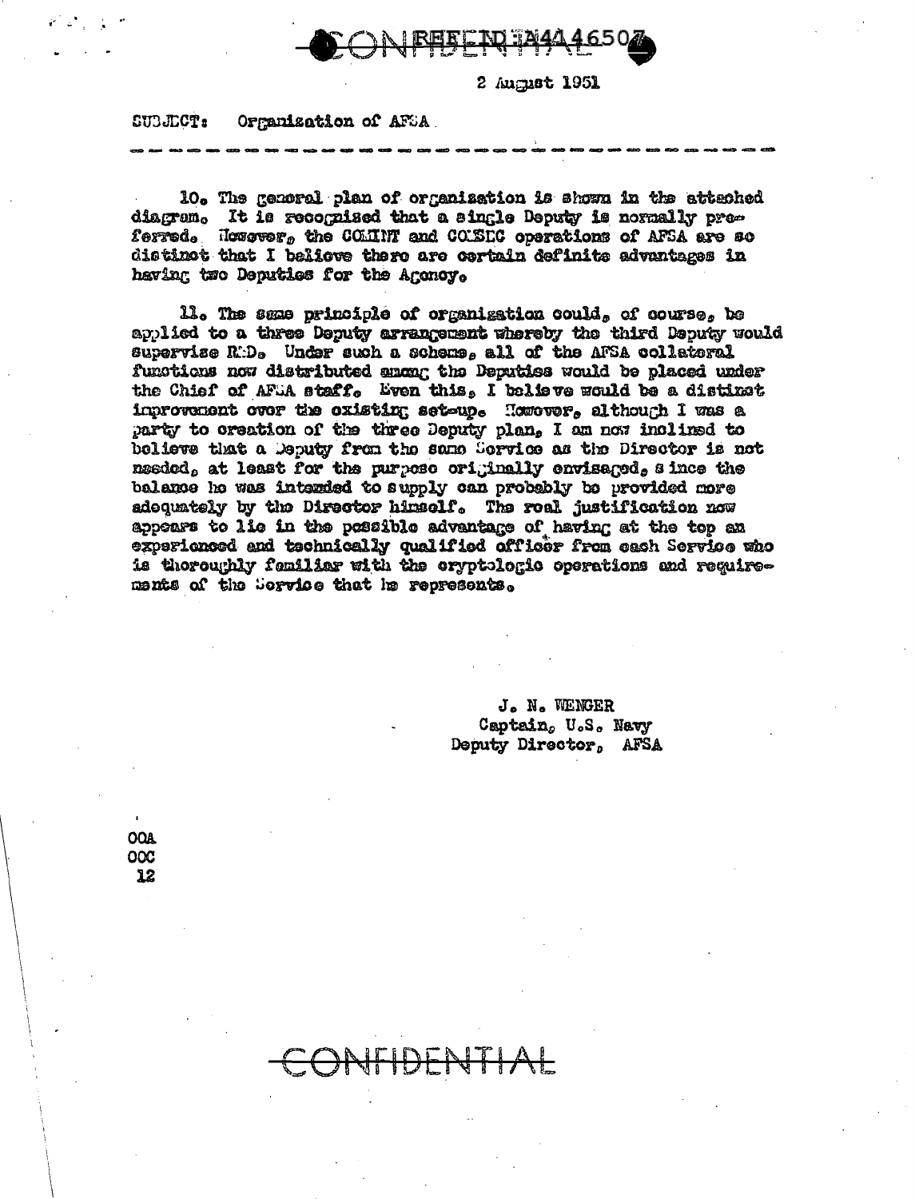2 August 1951

SUBJECT: Organization of AFSA

10. The general plan of organization is shown in the attached diagram. It is recognized that a single Deputy is normally preferred. However, the COMINT and COMSEC operations of AFSA are so distinct that I believe there are certain definite advantages in having two Deputies for the Agency.

11. The same principle of organization could, of course, be applied to a three Deputy arrangement whereby the third Deputy would supervise R&D. Under such a scheme, all of the AFSA collateral functions now distributed among the Deputies would be placed under the Chief of AFSA staff. Even this, I believe would be a distinct improvement over the existing set-up. However, although I was a party to creation of the three Deputy plan, I am now inclined to believe that a Deputy from the same Service as the Director is not needed, at least for the purpose originally envisaged, since the balance he was intended to supply can probably be provided more adequately by the Director himself. The real justification now appears to lie in the possible advantage of having at the top an experienced and technically qualified officer from each Service who is thoroughly familiar with the cryptologic operations and requirements of the Service that he represents.

J. N. WENGER
Captain, U.S. Navy
Deputy Director, AFSA

OOA
OOC
12

CONFIDENTIAL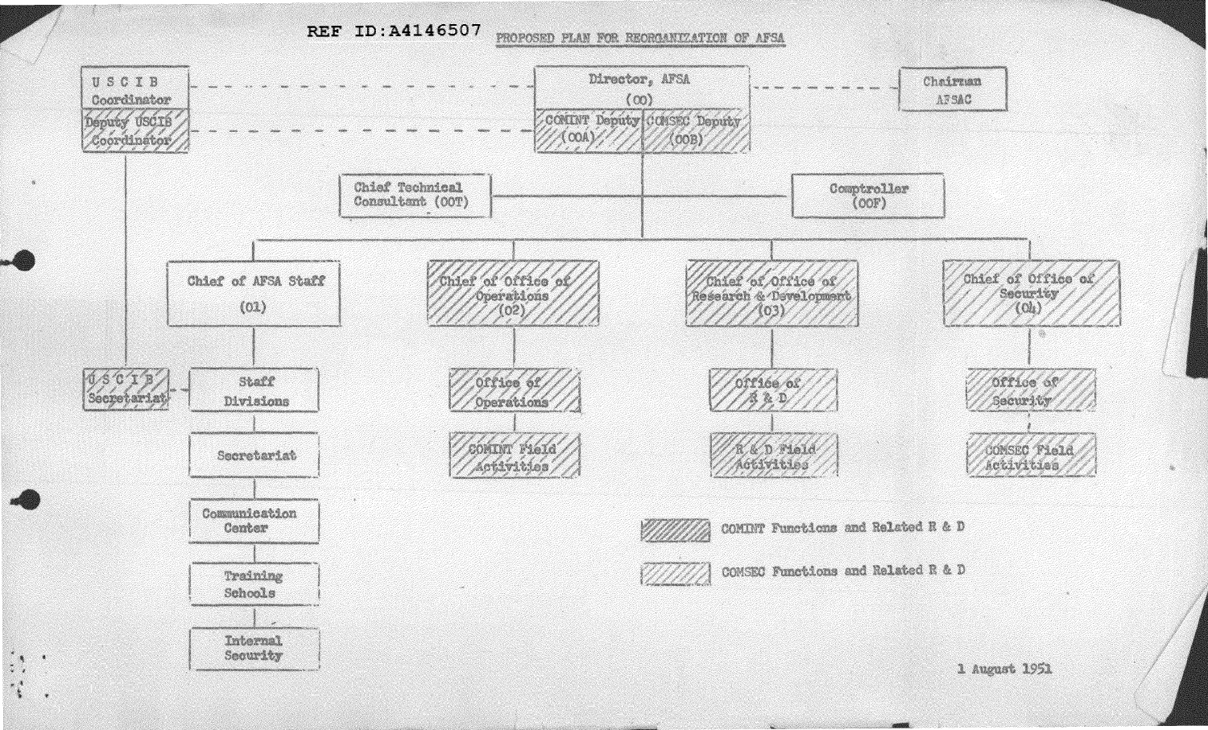REF ID:A4146507

PROPOSED PLAN FOR REORGANIZATION OF AFSA

USCIB Coordinator

Deputy USCIB Coordinator

Director, AFSA (00)

COMINT Deputy (00A)

COMSEC Deputy (00B)

Chairman AFSAC

Chief Technical Consultant (00T)

Comptroller (00F)

Chief of AFSA Staff (01)

Chief of Office of Operations (02)

Chief of Office of Research & Development (03)

Chief of Office of Security (04)

USCIB Secretariat

Staff Divisions

Secretariat

Communication Center

Training Schools

Internal Security

Office of Operations

COMINT Field Activities

Office of R & D

R & D Field Activities

Office of Security

COMSEC Field Activities

COMINT Functions and Related R & D

COMSEC Functions and Related R & D

1 August 1951